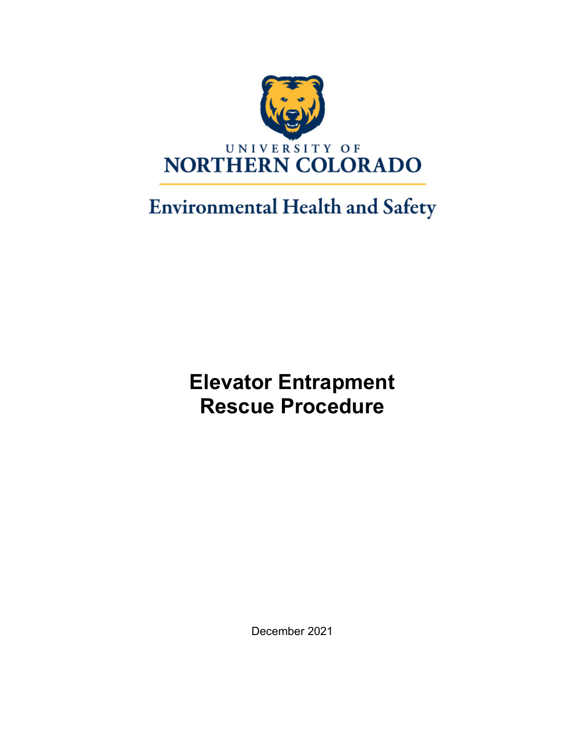UNIVERSITY OF

NORTHERN COLORADO

Environmental Health and Safety

# Elevator Entrapment Rescue Procedure

December 2021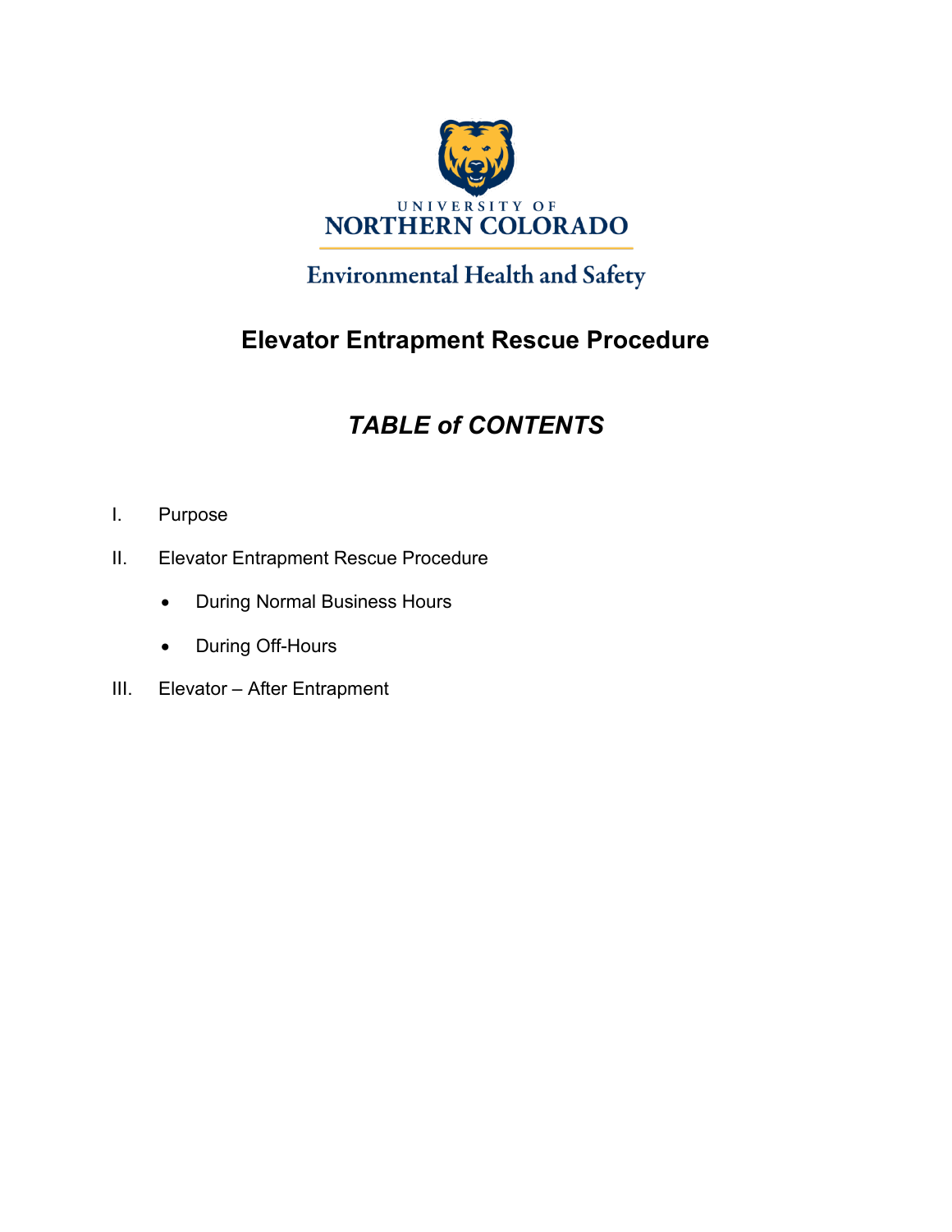UNIVERSITY OF
NORTHERN COLORADO

Environmental Health and Safety

# Elevator Entrapment Rescue Procedure

## *TABLE of CONTENTS*

I. Purpose

II. Elevator Entrapment Rescue Procedure

- During Normal Business Hours
- During Off-Hours

III. Elevator – After Entrapment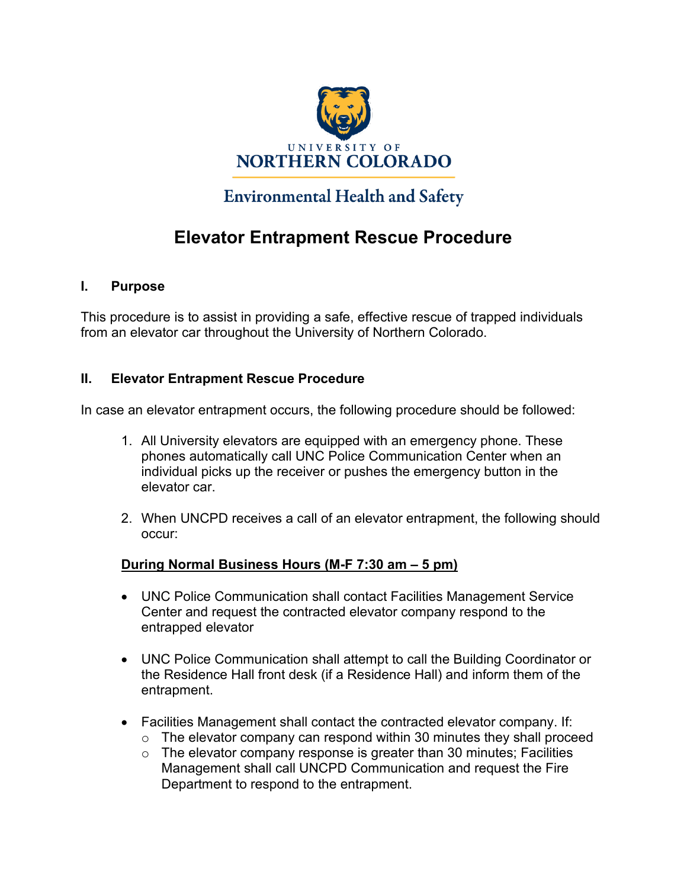UNIVERSITY OF
NORTHERN COLORADO

Environmental Health and Safety

# Elevator Entrapment Rescue Procedure

## I. Purpose

This procedure is to assist in providing a safe, effective rescue of trapped individuals from an elevator car throughout the University of Northern Colorado.

## II. Elevator Entrapment Rescue Procedure

In case an elevator entrapment occurs, the following procedure should be followed:

1. All University elevators are equipped with an emergency phone. These phones automatically call UNC Police Communication Center when an individual picks up the receiver or pushes the emergency button in the elevator car.

2. When UNCPD receives a call of an elevator entrapment, the following should occur:

**<u>During Normal Business Hours (M-F 7:30 am – 5 pm)</u>**

- UNC Police Communication shall contact Facilities Management Service Center and request the contracted elevator company respond to the entrapped elevator

- UNC Police Communication shall attempt to call the Building Coordinator or the Residence Hall front desk (if a Residence Hall) and inform them of the entrapment.

- Facilities Management shall contact the contracted elevator company. If:
  - The elevator company can respond within 30 minutes they shall proceed
  - The elevator company response is greater than 30 minutes; Facilities Management shall call UNCPD Communication and request the Fire Department to respond to the entrapment.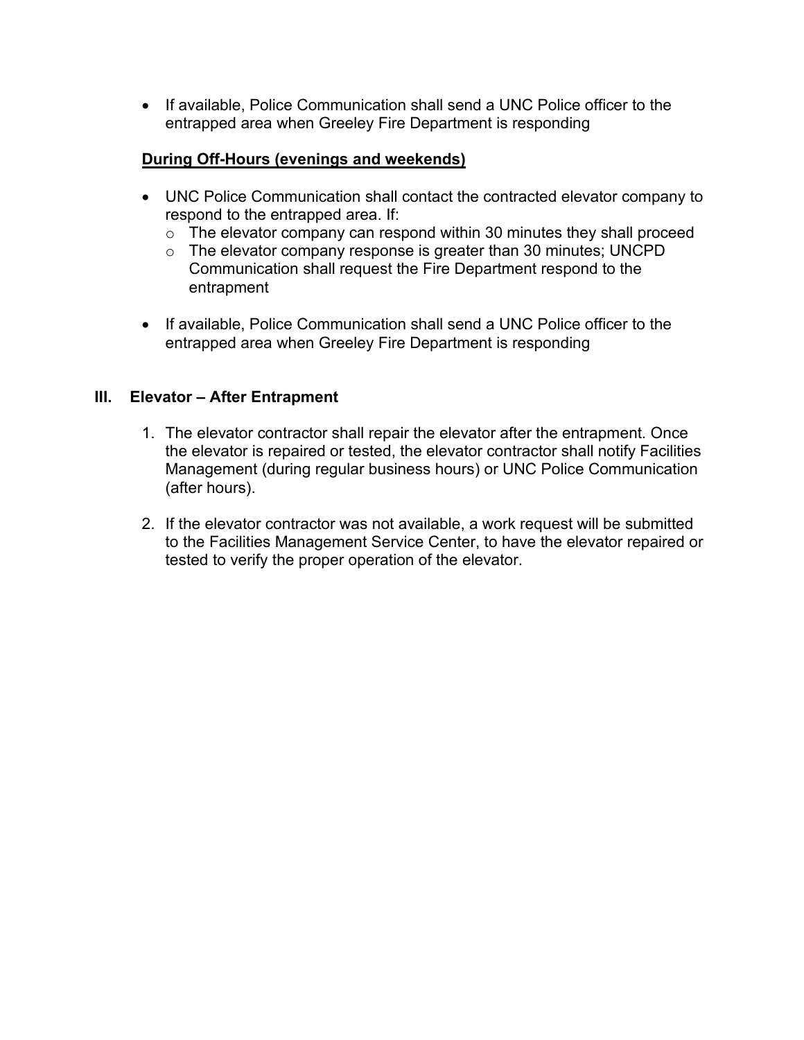- If available, Police Communication shall send a UNC Police officer to the entrapped area when Greeley Fire Department is responding

**<u>During Off-Hours (evenings and weekends)</u>**

- UNC Police Communication shall contact the contracted elevator company to respond to the entrapped area. If:
  - The elevator company can respond within 30 minutes they shall proceed
  - The elevator company response is greater than 30 minutes; UNCPD Communication shall request the Fire Department respond to the entrapment

- If available, Police Communication shall send a UNC Police officer to the entrapped area when Greeley Fire Department is responding

## III. Elevator – After Entrapment

1. The elevator contractor shall repair the elevator after the entrapment. Once the elevator is repaired or tested, the elevator contractor shall notify Facilities Management (during regular business hours) or UNC Police Communication (after hours).

2. If the elevator contractor was not available, a work request will be submitted to the Facilities Management Service Center, to have the elevator repaired or tested to verify the proper operation of the elevator.